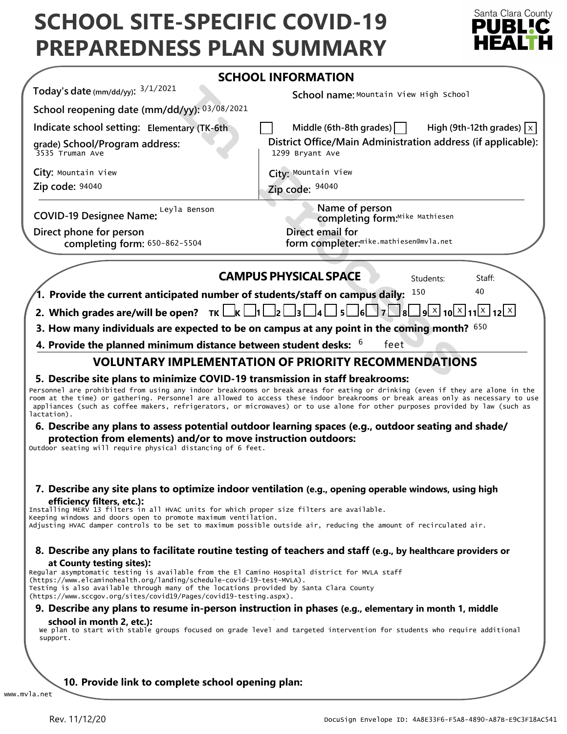# SCHOOL SITE-SPECIFIC COVID-19 PREPAREDNESS PLAN SUMMARY

Santa Clara County **PUBLIC HEALTH**

## SCHOOL INFORMATION

**Today's date** (mm/dd/yy): 3/1/2021

**School name:** Mountain View High School

**School reopening date (mm/dd/yy):** 03/08/2021

**Indicate school setting:** Elementary (TK-6th grade) [ ] Middle (6th-8th grades) [ ] High (9th-12th grades) [x]

**School/Program address:** 3535 Truman Ave

**District Office/Main Administration address (if applicable):** 1299 Bryant Ave

**City:** Mountain View

**Zip code:** 94040

**City:** Mountain View

**Zip code:** 94040

**COVID-19 Designee Name:** Leyla Benson

**Name of person completing form:** Mike Mathiesen

**Direct phone for person completing form:** 650-862-5504

**Direct email for form completer:** mike.mathiesen@mvla.net

## CAMPUS PHYSICAL SPACE

**1. Provide the current anticipated number of students/staff on campus daily:** Students: 150 Staff: 40

**2. Which grades are/will be open?** TK [ ] K [ ] 1 [ ] 2 [ ] 3 [ ] 4 [ ] 5 [ ] 6 [ ] 7 [ ] 8 [ ] 9 [x] 10 [x] 11 [x] 12 [x]

**3. How many individuals are expected to be on campus at any point in the coming month?** 650

**4. Provide the planned minimum distance between student desks:** 6 feet

## VOLUNTARY IMPLEMENTATION OF PRIORITY RECOMMENDATIONS

**5. Describe site plans to minimize COVID-19 transmission in staff breakrooms:**

Personnel are prohibited from using any indoor breakrooms or break areas for eating or drinking (even if they are alone in the room at the time) or gathering. Personnel are allowed to access these indoor breakrooms or break areas only as necessary to use appliances (such as coffee makers, refrigerators, or microwaves) or to use alone for other purposes provided by law (such as lactation).

**6. Describe any plans to assess potential outdoor learning spaces (e.g., outdoor seating and shade/ protection from elements) and/or to move instruction outdoors:**

Outdoor seating will require physical distancing of 6 feet.

**7. Describe any site plans to optimize indoor ventilation** (e.g., opening operable windows, using high efficiency filters, etc.)**:**

Installing MERV 13 filters in all HVAC units for which proper size filters are available.
Keeping windows and doors open to promote maximum ventilation.
Adjusting HVAC damper controls to be set to maximum possible outside air, reducing the amount of recirculated air.

**8. Describe any plans to facilitate routine testing of teachers and staff** (e.g., by healthcare providers or at County testing sites)**:**

Regular asymptomatic testing is available from the El Camino Hospital district for MVLA staff (https://www.elcaminohealth.org/landing/schedule-covid-19-test-MVLA).
Testing is also available through many of the locations provided by Santa Clara County (https://www.sccgov.org/sites/covid19/Pages/covid19-testing.aspx).

**9. Describe any plans to resume in-person instruction in phases** (e.g., elementary in month 1, middle school in month 2, etc.)**:**

We plan to start with stable groups focused on grade level and targeted intervention for students who require additional support.

**10. Provide link to complete school opening plan:**

www.mvla.net

Rev. 11/12/20

DocuSign Envelope ID: 4A8E33F6-F5A8-4890-A87B-E9C3F18AC541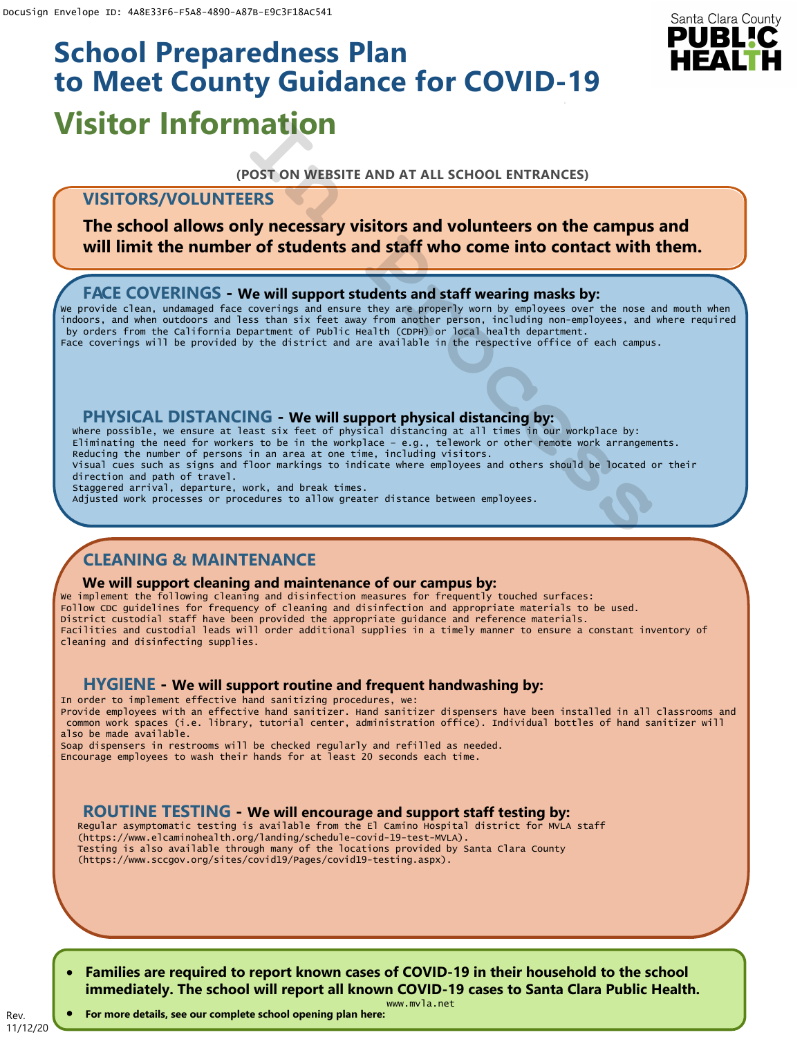# School Preparedness Plan to Meet County Guidance for COVID-19

## Visitor Information

**(POST ON WEBSITE AND AT ALL SCHOOL ENTRANCES)**

### VISITORS/VOLUNTEERS

**The school allows only necessary visitors and volunteers on the campus and will limit the number of students and staff who come into contact with them.**

### FACE COVERINGS - We will support students and staff wearing masks by:

We provide clean, undamaged face coverings and ensure they are properly worn by employees over the nose and mouth when indoors, and when outdoors and less than six feet away from another person, including non-employees, and where required by orders from the California Department of Public Health (CDPH) or local health department.
Face coverings will be provided by the district and are available in the respective office of each campus.

### PHYSICAL DISTANCING - We will support physical distancing by:

Where possible, we ensure at least six feet of physical distancing at all times in our workplace by:
Eliminating the need for workers to be in the workplace – e.g., telework or other remote work arrangements.
Reducing the number of persons in an area at one time, including visitors.
Visual cues such as signs and floor markings to indicate where employees and others should be located or their direction and path of travel.
Staggered arrival, departure, work, and break times.
Adjusted work processes or procedures to allow greater distance between employees.

### CLEANING & MAINTENANCE

**We will support cleaning and maintenance of our campus by:**

We implement the following cleaning and disinfection measures for frequently touched surfaces:
Follow CDC guidelines for frequency of cleaning and disinfection and appropriate materials to be used.
District custodial staff have been provided the appropriate guidance and reference materials.
Facilities and custodial leads will order additional supplies in a timely manner to ensure a constant inventory of cleaning and disinfecting supplies.

### HYGIENE - We will support routine and frequent handwashing by:

In order to implement effective hand sanitizing procedures, we:
Provide employees with an effective hand sanitizer. Hand sanitizer dispensers have been installed in all classrooms and common work spaces (i.e. library, tutorial center, administration office). Individual bottles of hand sanitizer will also be made available.
Soap dispensers in restrooms will be checked regularly and refilled as needed.
Encourage employees to wash their hands for at least 20 seconds each time.

### ROUTINE TESTING - We will encourage and support staff testing by:

Regular asymptomatic testing is available from the El Camino Hospital district for MVLA staff (https://www.elcaminohealth.org/landing/schedule-covid-19-test-MVLA).
Testing is also available through many of the locations provided by Santa Clara County (https://www.sccgov.org/sites/covid19/Pages/covid19-testing.aspx).

- **Families are required to report known cases of COVID-19 in their household to the school immediately. The school will report all known COVID-19 cases to Santa Clara Public Health.**
- **For more details, see our complete school opening plan here:** www.mvla.net

Rev. 11/12/20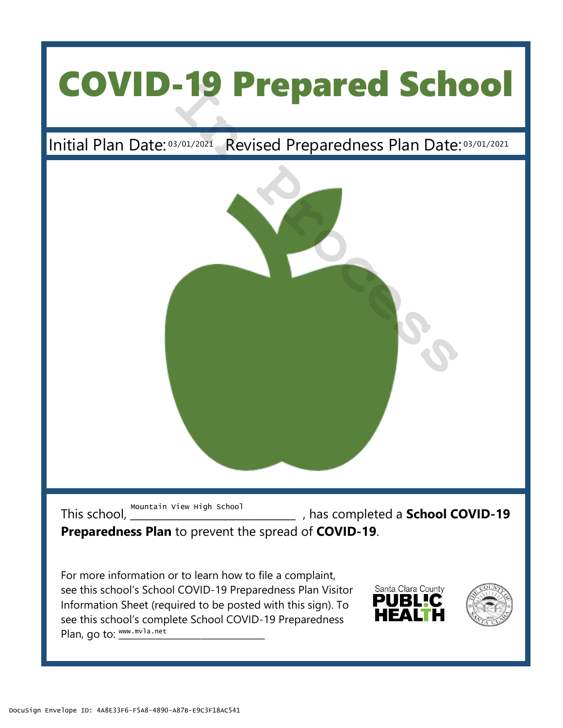# COVID-19 Prepared School

Initial Plan Date: 03/01/2021 Revised Preparedness Plan Date: 03/01/2021

In Process

This school, Mountain View High School, has completed a **School COVID-19 Preparedness Plan** to prevent the spread of **COVID-19**.

For more information or to learn how to file a complaint, see this school's School COVID-19 Preparedness Plan Visitor Information Sheet (required to be posted with this sign). To see this school's complete School COVID-19 Preparedness Plan, go to: www.mvla.net

Santa Clara County PUBLIC HEALTH

DocuSign Envelope ID: 4A8E33F6-F5A8-4890-A87B-E9C3F18AC541